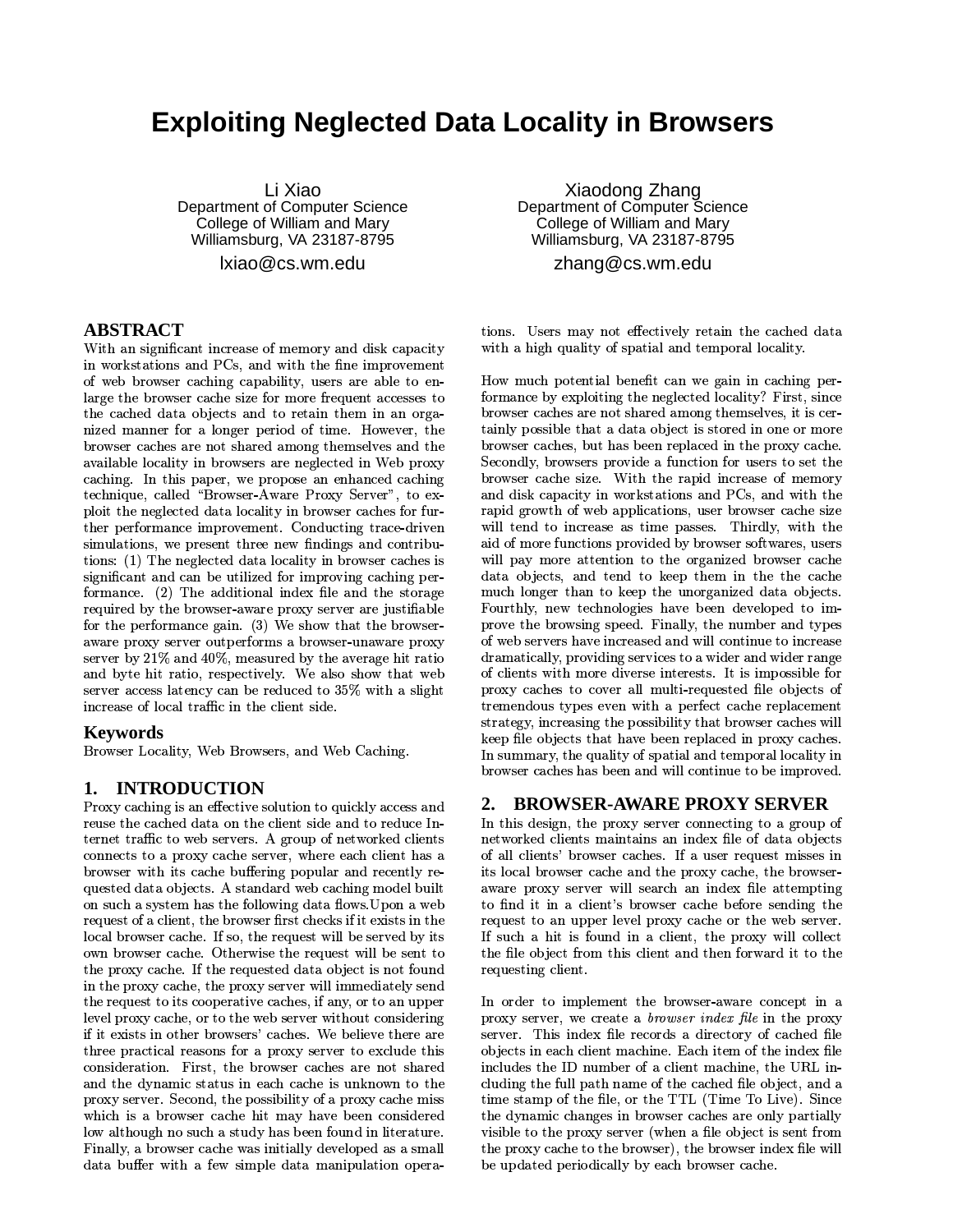# Exploiting Neglected Data Locality in Browsers

Li Xiao
Department of Computer Science
College of William and Mary
Williamsburg, VA 23187-8795
lxiao@cs.wm.edu

Xiaodong Zhang
Department of Computer Science
College of William and Mary
Williamsburg, VA 23187-8795
zhang@cs.wm.edu

## ABSTRACT

With an significant increase of memory and disk capacity in workstations and PCs, and with the fine improvement of web browser caching capability, users are able to enlarge the browser cache size for more frequent accesses to the cached data objects and to retain them in an organized manner for a longer period of time. However, the browser caches are not shared among themselves and the available locality in browsers are neglected in Web proxy caching. In this paper, we propose an enhanced caching technique, called "Browser-Aware Proxy Server", to exploit the neglected data locality in browser caches for further performance improvement. Conducting trace-driven simulations, we present three new findings and contributions: (1) The neglected data locality in browser caches is significant and can be utilized for improving caching performance. (2) The additional index file and the storage required by the browser-aware proxy server are justifiable for the performance gain. (3) We show that the browser-aware proxy server outperforms a browser-unaware proxy server by 21% and 40%, measured by the average hit ratio and byte hit ratio, respectively. We also show that web server access latency can be reduced to 35% with a slight increase of local traffic in the client side.

## Keywords

Browser Locality, Web Browsers, and Web Caching.

## 1. INTRODUCTION

Proxy caching is an effective solution to quickly access and reuse the cached data on the client side and to reduce Internet traffic to web servers. A group of networked clients connects to a proxy cache server, where each client has a browser with its cache buffering popular and recently requested data objects. A standard web caching model built on such a system has the following data flows.Upon a web request of a client, the browser first checks if it exists in the local browser cache. If so, the request will be served by its own browser cache. Otherwise the request will be sent to the proxy cache. If the requested data object is not found in the proxy cache, the proxy server will immediately send the request to its cooperative caches, if any, or to an upper level proxy cache, or to the web server without considering if it exists in other browsers' caches. We believe there are three practical reasons for a proxy server to exclude this consideration. First, the browser caches are not shared and the dynamic status in each cache is unknown to the proxy server. Second, the possibility of a proxy cache miss which is a browser cache hit may have been considered low although no such a study has been found in literature. Finally, a browser cache was initially developed as a small data buffer with a few simple data manipulation operations. Users may not effectively retain the cached data with a high quality of spatial and temporal locality.

How much potential benefit can we gain in caching performance by exploiting the neglected locality? First, since browser caches are not shared among themselves, it is certainly possible that a data object is stored in one or more browser caches, but has been replaced in the proxy cache. Secondly, browsers provide a function for users to set the browser cache size. With the rapid increase of memory and disk capacity in workstations and PCs, and with the rapid growth of web applications, user browser cache size will tend to increase as time passes. Thirdly, with the aid of more functions provided by browser softwares, users will pay more attention to the organized browser cache data objects, and tend to keep them in the the cache much longer than to keep the unorganized data objects. Fourthly, new technologies have been developed to improve the browsing speed. Finally, the number and types of web servers have increased and will continue to increase dramatically, providing services to a wider and wider range of clients with more diverse interests. It is impossible for proxy caches to cover all multi-requested file objects of tremendous types even with a perfect cache replacement strategy, increasing the possibility that browser caches will keep file objects that have been replaced in proxy caches. In summary, the quality of spatial and temporal locality in browser caches has been and will continue to be improved.

## 2. BROWSER-AWARE PROXY SERVER

In this design, the proxy server connecting to a group of networked clients maintains an index file of data objects of all clients' browser caches. If a user request misses in its local browser cache and the proxy cache, the browser-aware proxy server will search an index file attempting to find it in a client's browser cache before sending the request to an upper level proxy cache or the web server. If such a hit is found in a client, the proxy will collect the file object from this client and then forward it to the requesting client.

In order to implement the browser-aware concept in a proxy server, we create a *browser index file* in the proxy server. This index file records a directory of cached file objects in each client machine. Each item of the index file includes the ID number of a client machine, the URL including the full path name of the cached file object, and a time stamp of the file, or the TTL (Time To Live). Since the dynamic changes in browser caches are only partially visible to the proxy server (when a file object is sent from the proxy cache to the browser), the browser index file will be updated periodically by each browser cache.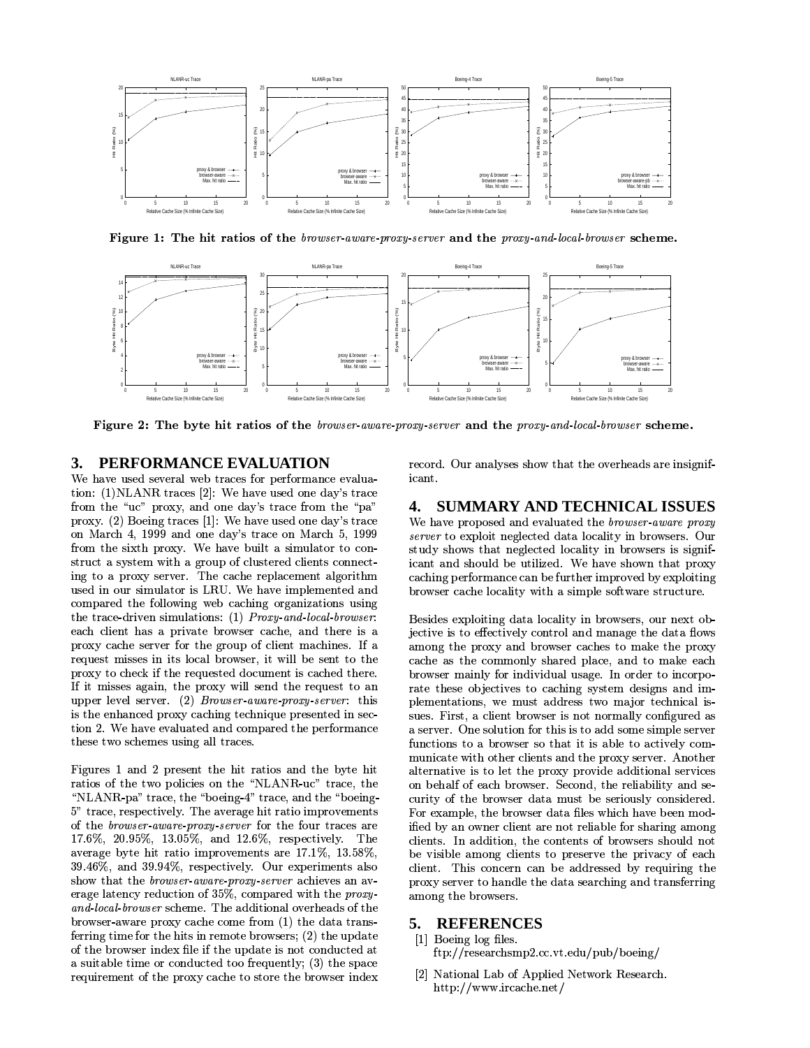NLANR-uc Trace

Hit Ratio (%)

Relative Cache Size (% Infinite Cache Size)

proxy & browser
browser-aware
Max. hit ratio

NLANR-pa Trace

Hit Ratio (%)

Relative Cache Size (% Infinite Cache Size)

proxy & browser
browser-aware
Max. hit ratio

Boeing-4 Trace

Hit Ratio (%)

Relative Cache Size (% Infinite Cache Size)

proxy & browser
browser-aware
Max. hit ratio

Boeing-5 Trace

Hit Ratio (%)

Relative Cache Size (% Infinite Cache Size)

proxy & browser
browser-aware-pb
Max. hit ratio

**Figure 1: The hit ratios of the *browser-aware-proxy-server* and the *proxy-and-local-browser* scheme.**

NLANR-uc Trace

Byte Hit Ratio (%)

Relative Cache Size (% Infinite Cache Size)

proxy & browser
browser-aware
Max. hit ratio

NLANR-pa Trace

Byte Hit Ratio (%)

Relative Cache Size (% Infinite Cache Size)

proxy & browser
browser-aware
Max. hit ratio

Boeing-4 Trace

Byte Hit Ratio (%)

Relative Cache Size (% Infinite Cache Size)

proxy & browser
browser-aware
Max. hit ratio

Boeing-5 Trace

Byte Hit Ratio (%)

Relative Cache Size (% Infinite Cache Size)

proxy & browser
browser-aware
Max. hit ratio

**Figure 2: The byte hit ratios of the *browser-aware-proxy-server* and the *proxy-and-local-browser* scheme.**

## 3. PERFORMANCE EVALUATION

We have used several web traces for performance evaluation: (1)NLANR traces [2]: We have used one day's trace from the "uc" proxy, and one day's trace from the "pa" proxy. (2) Boeing traces [1]: We have used one day's trace on March 4, 1999 and one day's trace on March 5, 1999 from the sixth proxy. We have built a simulator to construct a system with a group of clustered clients connecting to a proxy server. The cache replacement algorithm used in our simulator is LRU. We have implemented and compared the following web caching organizations using the trace-driven simulations: (1) *Proxy-and-local-browser*: each client has a private browser cache, and there is a proxy cache server for the group of client machines. If a request misses in its local browser, it will be sent to the proxy to check if the requested document is cached there. If it misses again, the proxy will send the request to an upper level server. (2) *Browser-aware-proxy-server*: this is the enhanced proxy caching technique presented in section 2. We have evaluated and compared the performance these two schemes using all traces.

Figures 1 and 2 present the hit ratios and the byte hit ratios of the two policies on the "NLANR-uc" trace, the "NLANR-pa" trace, the "boeing-4" trace, and the "boeing-5" trace, respectively. The average hit ratio improvements of the *browser-aware-proxy-server* for the four traces are 17.6%, 20.95%, 13.05%, and 12.6%, respectively. The average byte hit ratio improvements are 17.1%, 13.58%, 39.46%, and 39.94%, respectively. Our experiments also show that the *browser-aware-proxy-server* achieves an average latency reduction of 35%, compared with the *proxy-and-local-browser* scheme. The additional overheads of the browser-aware proxy cache come from (1) the data transferring time for the hits in remote browsers; (2) the update of the browser index file if the update is not conducted at a suitable time or conducted too frequently; (3) the space requirement of the proxy cache to store the browser index record. Our analyses show that the overheads are insignificant.

## 4. SUMMARY AND TECHNICAL ISSUES

We have proposed and evaluated the *browser-aware proxy server* to exploit neglected data locality in browsers. Our study shows that neglected locality in browsers is significant and should be utilized. We have shown that proxy caching performance can be further improved by exploiting browser cache locality with a simple software structure.

Besides exploiting data locality in browsers, our next objective is to effectively control and manage the data flows among the proxy and browser caches to make the proxy cache as the commonly shared place, and to make each browser mainly for individual usage. In order to incorporate these objectives to caching system designs and implementations, we must address two major technical issues. First, a client browser is not normally configured as a server. One solution for this is to add some simple server functions to a browser so that it is able to actively communicate with other clients and the proxy server. Another alternative is to let the proxy provide additional services on behalf of each browser. Second, the reliability and security of the browser data must be seriously considered. For example, the browser data files which have been modified by an owner client are not reliable for sharing among clients. In addition, the contents of browsers should not be visible among clients to preserve the privacy of each client. This concern can be addressed by requiring the proxy server to handle the data searching and transferring among the browsers.

## 5. REFERENCES

[1] Boeing log files. ftp://researchsmp2.cc.vt.edu/pub/boeing/

[2] National Lab of Applied Network Research. http://www.ircache.net/